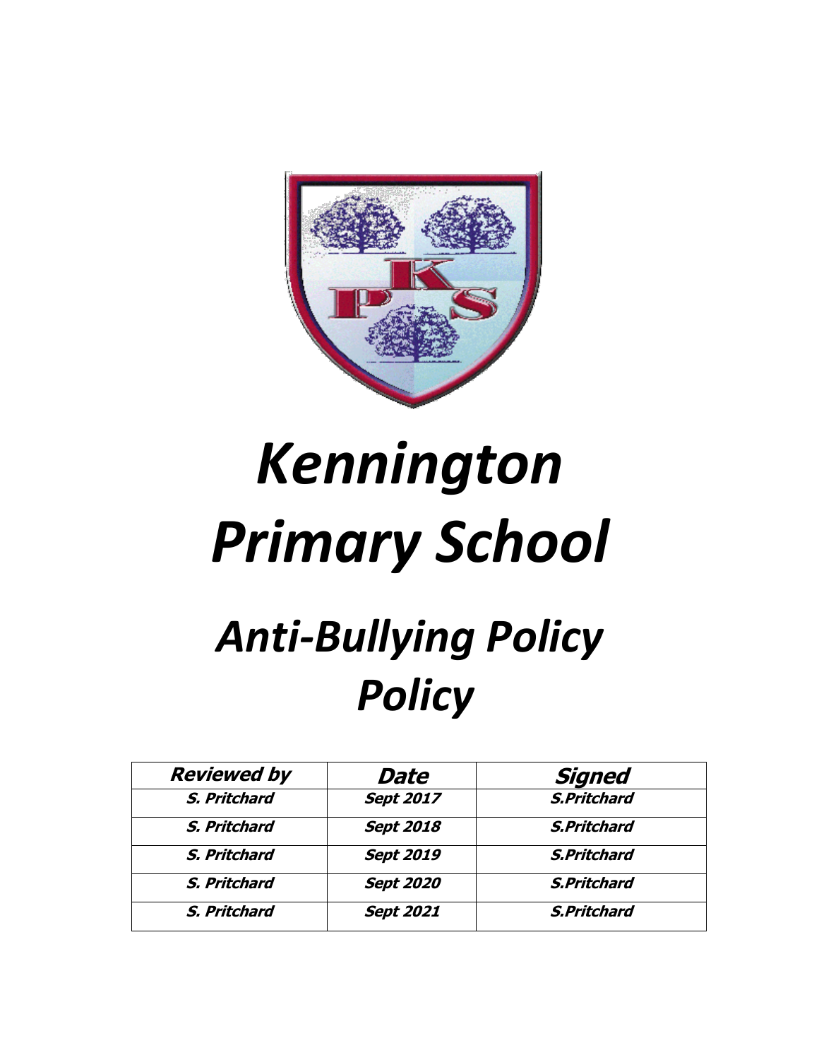# *Kennington Primary School*

## *Anti-Bullying Policy Policy*

| Reviewed by | Date | Signed |
| --- | --- | --- |
| S. Pritchard | Sept 2017 | S.Pritchard |
| S. Pritchard | Sept 2018 | S.Pritchard |
| S. Pritchard | Sept 2019 | S.Pritchard |
| S. Pritchard | Sept 2020 | S.Pritchard |
| S. Pritchard | Sept 2021 | S.Pritchard |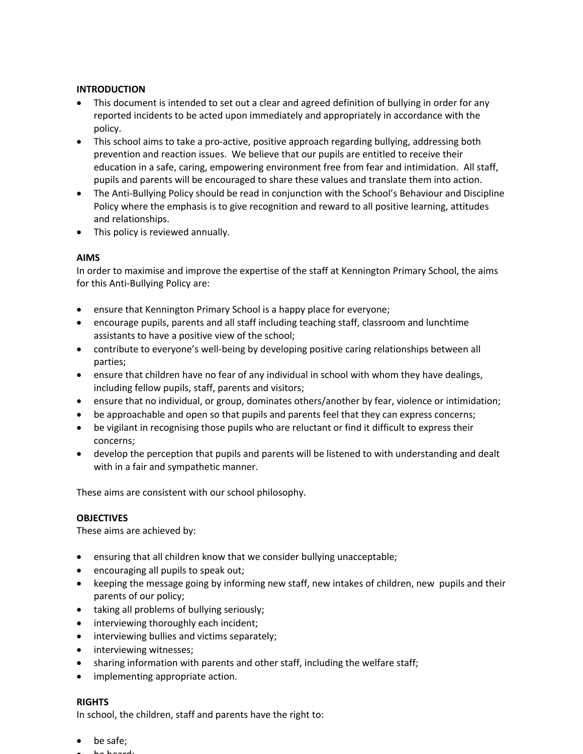**INTRODUCTION**

- This document is intended to set out a clear and agreed definition of bullying in order for any reported incidents to be acted upon immediately and appropriately in accordance with the policy.
- This school aims to take a pro-active, positive approach regarding bullying, addressing both prevention and reaction issues. We believe that our pupils are entitled to receive their education in a safe, caring, empowering environment free from fear and intimidation. All staff, pupils and parents will be encouraged to share these values and translate them into action.
- The Anti-Bullying Policy should be read in conjunction with the School's Behaviour and Discipline Policy where the emphasis is to give recognition and reward to all positive learning, attitudes and relationships.
- This policy is reviewed annually.

**AIMS**

In order to maximise and improve the expertise of the staff at Kennington Primary School, the aims for this Anti-Bullying Policy are:

- ensure that Kennington Primary School is a happy place for everyone;
- encourage pupils, parents and all staff including teaching staff, classroom and lunchtime assistants to have a positive view of the school;
- contribute to everyone's well-being by developing positive caring relationships between all parties;
- ensure that children have no fear of any individual in school with whom they have dealings, including fellow pupils, staff, parents and visitors;
- ensure that no individual, or group, dominates others/another by fear, violence or intimidation;
- be approachable and open so that pupils and parents feel that they can express concerns;
- be vigilant in recognising those pupils who are reluctant or find it difficult to express their concerns;
- develop the perception that pupils and parents will be listened to with understanding and dealt with in a fair and sympathetic manner.

These aims are consistent with our school philosophy.

**OBJECTIVES**

These aims are achieved by:

- ensuring that all children know that we consider bullying unacceptable;
- encouraging all pupils to speak out;
- keeping the message going by informing new staff, new intakes of children, new pupils and their parents of our policy;
- taking all problems of bullying seriously;
- interviewing thoroughly each incident;
- interviewing bullies and victims separately;
- interviewing witnesses;
- sharing information with parents and other staff, including the welfare staff;
- implementing appropriate action.

**RIGHTS**

In school, the children, staff and parents have the right to:

- be safe;
- be heard;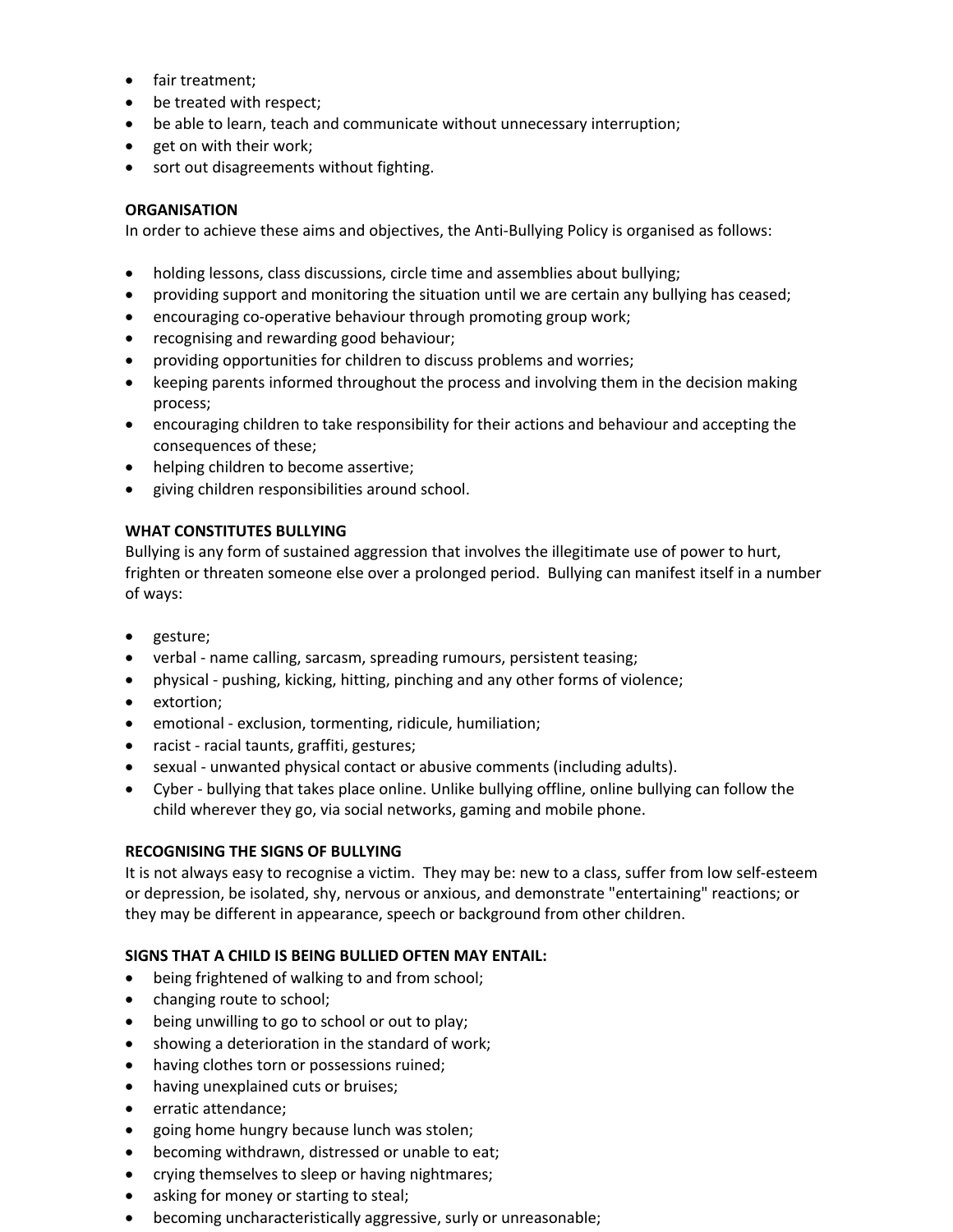- fair treatment;
- be treated with respect;
- be able to learn, teach and communicate without unnecessary interruption;
- get on with their work;
- sort out disagreements without fighting.

**ORGANISATION**

In order to achieve these aims and objectives, the Anti-Bullying Policy is organised as follows:

- holding lessons, class discussions, circle time and assemblies about bullying;
- providing support and monitoring the situation until we are certain any bullying has ceased;
- encouraging co-operative behaviour through promoting group work;
- recognising and rewarding good behaviour;
- providing opportunities for children to discuss problems and worries;
- keeping parents informed throughout the process and involving them in the decision making process;
- encouraging children to take responsibility for their actions and behaviour and accepting the consequences of these;
- helping children to become assertive;
- giving children responsibilities around school.

**WHAT CONSTITUTES BULLYING**

Bullying is any form of sustained aggression that involves the illegitimate use of power to hurt, frighten or threaten someone else over a prolonged period. Bullying can manifest itself in a number of ways:

- gesture;
- verbal - name calling, sarcasm, spreading rumours, persistent teasing;
- physical - pushing, kicking, hitting, pinching and any other forms of violence;
- extortion;
- emotional - exclusion, tormenting, ridicule, humiliation;
- racist - racial taunts, graffiti, gestures;
- sexual - unwanted physical contact or abusive comments (including adults).
- Cyber - bullying that takes place online. Unlike bullying offline, online bullying can follow the child wherever they go, via social networks, gaming and mobile phone.

**RECOGNISING THE SIGNS OF BULLYING**

It is not always easy to recognise a victim. They may be: new to a class, suffer from low self-esteem or depression, be isolated, shy, nervous or anxious, and demonstrate "entertaining" reactions; or they may be different in appearance, speech or background from other children.

**SIGNS THAT A CHILD IS BEING BULLIED OFTEN MAY ENTAIL:**

- being frightened of walking to and from school;
- changing route to school;
- being unwilling to go to school or out to play;
- showing a deterioration in the standard of work;
- having clothes torn or possessions ruined;
- having unexplained cuts or bruises;
- erratic attendance;
- going home hungry because lunch was stolen;
- becoming withdrawn, distressed or unable to eat;
- crying themselves to sleep or having nightmares;
- asking for money or starting to steal;
- becoming uncharacteristically aggressive, surly or unreasonable;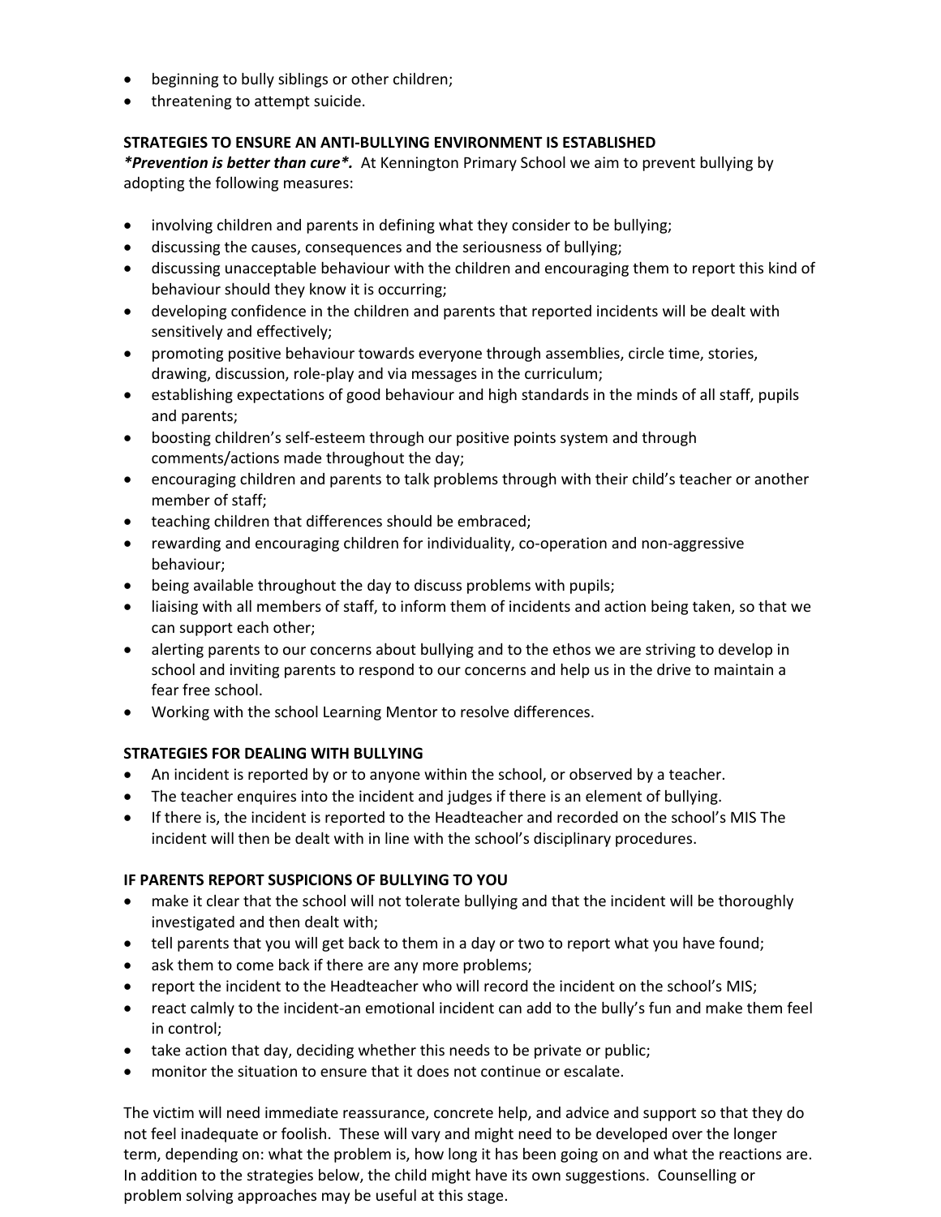- beginning to bully siblings or other children;
- threatening to attempt suicide.

**STRATEGIES TO ENSURE AN ANTI-BULLYING ENVIRONMENT IS ESTABLISHED**

***Prevention is better than cure*.*** At Kennington Primary School we aim to prevent bullying by adopting the following measures:

- involving children and parents in defining what they consider to be bullying;
- discussing the causes, consequences and the seriousness of bullying;
- discussing unacceptable behaviour with the children and encouraging them to report this kind of behaviour should they know it is occurring;
- developing confidence in the children and parents that reported incidents will be dealt with sensitively and effectively;
- promoting positive behaviour towards everyone through assemblies, circle time, stories, drawing, discussion, role-play and via messages in the curriculum;
- establishing expectations of good behaviour and high standards in the minds of all staff, pupils and parents;
- boosting children's self-esteem through our positive points system and through comments/actions made throughout the day;
- encouraging children and parents to talk problems through with their child's teacher or another member of staff;
- teaching children that differences should be embraced;
- rewarding and encouraging children for individuality, co-operation and non-aggressive behaviour;
- being available throughout the day to discuss problems with pupils;
- liaising with all members of staff, to inform them of incidents and action being taken, so that we can support each other;
- alerting parents to our concerns about bullying and to the ethos we are striving to develop in school and inviting parents to respond to our concerns and help us in the drive to maintain a fear free school.
- Working with the school Learning Mentor to resolve differences.

**STRATEGIES FOR DEALING WITH BULLYING**

- An incident is reported by or to anyone within the school, or observed by a teacher.
- The teacher enquires into the incident and judges if there is an element of bullying.
- If there is, the incident is reported to the Headteacher and recorded on the school's MIS The incident will then be dealt with in line with the school's disciplinary procedures.

**IF PARENTS REPORT SUSPICIONS OF BULLYING TO YOU**

- make it clear that the school will not tolerate bullying and that the incident will be thoroughly investigated and then dealt with;
- tell parents that you will get back to them in a day or two to report what you have found;
- ask them to come back if there are any more problems;
- report the incident to the Headteacher who will record the incident on the school's MIS;
- react calmly to the incident-an emotional incident can add to the bully's fun and make them feel in control;
- take action that day, deciding whether this needs to be private or public;
- monitor the situation to ensure that it does not continue or escalate.

The victim will need immediate reassurance, concrete help, and advice and support so that they do not feel inadequate or foolish. These will vary and might need to be developed over the longer term, depending on: what the problem is, how long it has been going on and what the reactions are. In addition to the strategies below, the child might have its own suggestions. Counselling or problem solving approaches may be useful at this stage.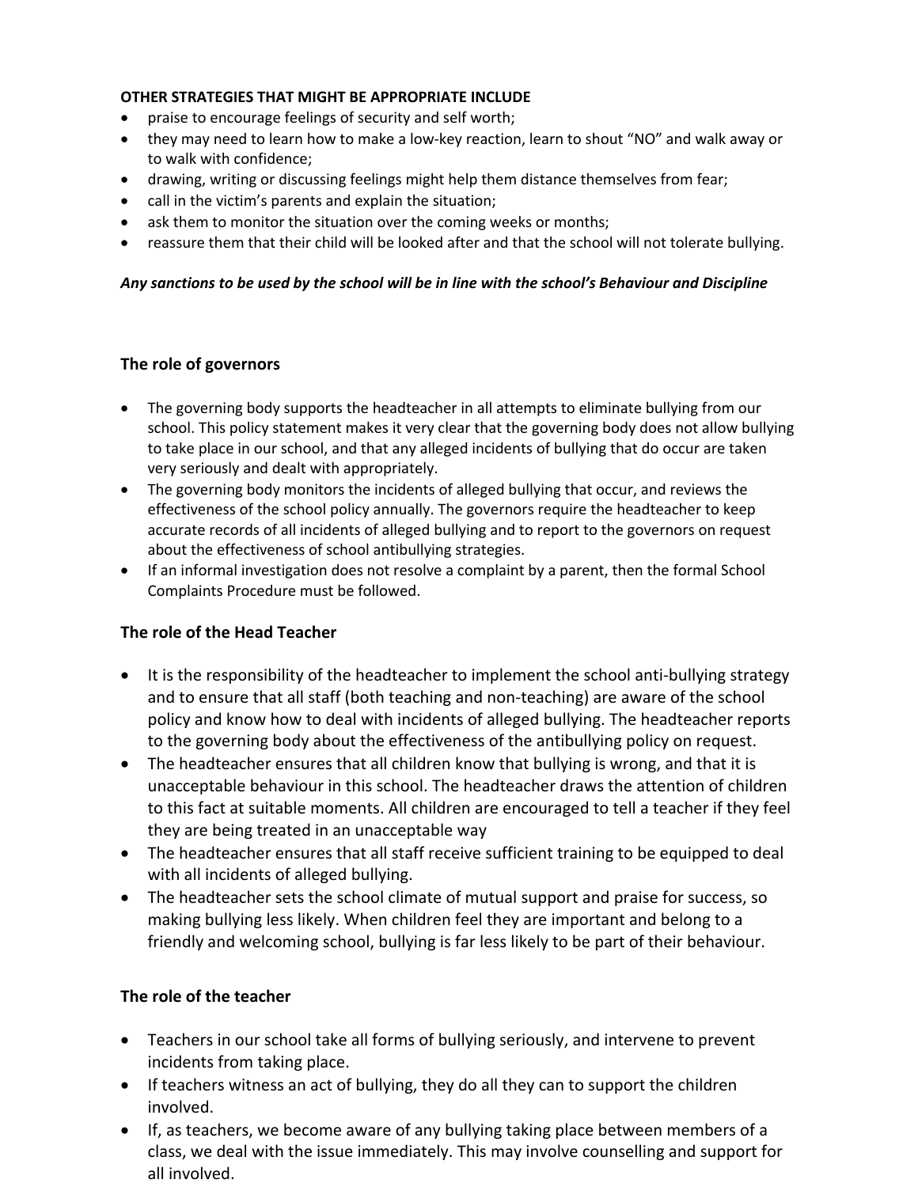**OTHER STRATEGIES THAT MIGHT BE APPROPRIATE INCLUDE**

- praise to encourage feelings of security and self worth;
- they may need to learn how to make a low-key reaction, learn to shout "NO" and walk away or to walk with confidence;
- drawing, writing or discussing feelings might help them distance themselves from fear;
- call in the victim's parents and explain the situation;
- ask them to monitor the situation over the coming weeks or months;
- reassure them that their child will be looked after and that the school will not tolerate bullying.

***Any sanctions to be used by the school will be in line with the school's Behaviour and Discipline***

## The role of governors

- The governing body supports the headteacher in all attempts to eliminate bullying from our school. This policy statement makes it very clear that the governing body does not allow bullying to take place in our school, and that any alleged incidents of bullying that do occur are taken very seriously and dealt with appropriately.
- The governing body monitors the incidents of alleged bullying that occur, and reviews the effectiveness of the school policy annually. The governors require the headteacher to keep accurate records of all incidents of alleged bullying and to report to the governors on request about the effectiveness of school antibullying strategies.
- If an informal investigation does not resolve a complaint by a parent, then the formal School Complaints Procedure must be followed.

## The role of the Head Teacher

- It is the responsibility of the headteacher to implement the school anti-bullying strategy and to ensure that all staff (both teaching and non-teaching) are aware of the school policy and know how to deal with incidents of alleged bullying. The headteacher reports to the governing body about the effectiveness of the antibullying policy on request.
- The headteacher ensures that all children know that bullying is wrong, and that it is unacceptable behaviour in this school. The headteacher draws the attention of children to this fact at suitable moments. All children are encouraged to tell a teacher if they feel they are being treated in an unacceptable way
- The headteacher ensures that all staff receive sufficient training to be equipped to deal with all incidents of alleged bullying.
- The headteacher sets the school climate of mutual support and praise for success, so making bullying less likely. When children feel they are important and belong to a friendly and welcoming school, bullying is far less likely to be part of their behaviour.

## The role of the teacher

- Teachers in our school take all forms of bullying seriously, and intervene to prevent incidents from taking place.
- If teachers witness an act of bullying, they do all they can to support the children involved.
- If, as teachers, we become aware of any bullying taking place between members of a class, we deal with the issue immediately. This may involve counselling and support for all involved.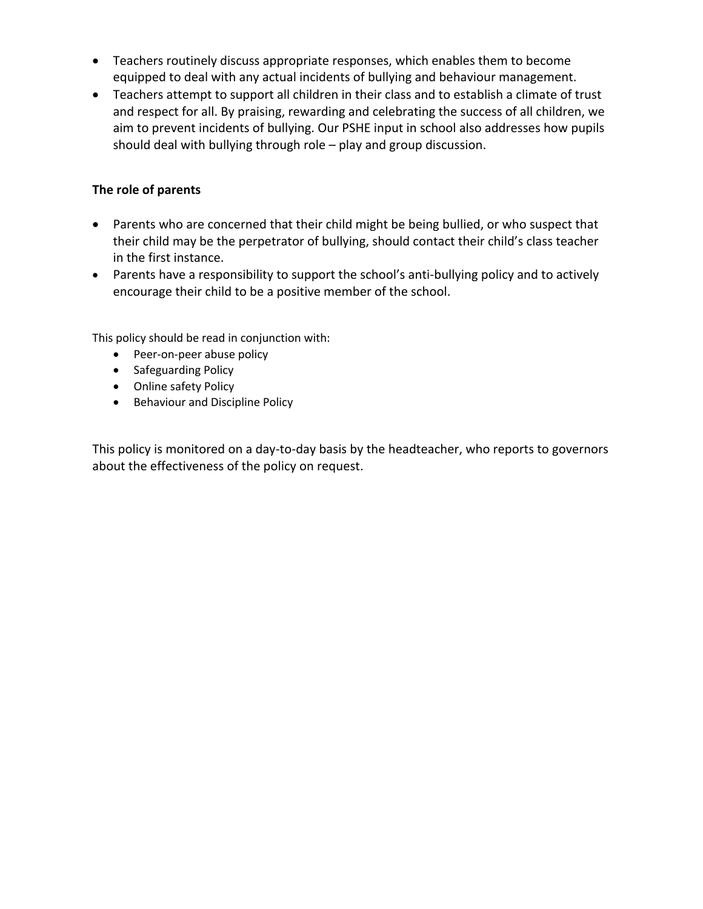- Teachers routinely discuss appropriate responses, which enables them to become equipped to deal with any actual incidents of bullying and behaviour management.
- Teachers attempt to support all children in their class and to establish a climate of trust and respect for all. By praising, rewarding and celebrating the success of all children, we aim to prevent incidents of bullying. Our PSHE input in school also addresses how pupils should deal with bullying through role – play and group discussion.

**The role of parents**

- Parents who are concerned that their child might be being bullied, or who suspect that their child may be the perpetrator of bullying, should contact their child's class teacher in the first instance.
- Parents have a responsibility to support the school's anti-bullying policy and to actively encourage their child to be a positive member of the school.

This policy should be read in conjunction with:

- Peer-on-peer abuse policy
- Safeguarding Policy
- Online safety Policy
- Behaviour and Discipline Policy

This policy is monitored on a day-to-day basis by the headteacher, who reports to governors about the effectiveness of the policy on request.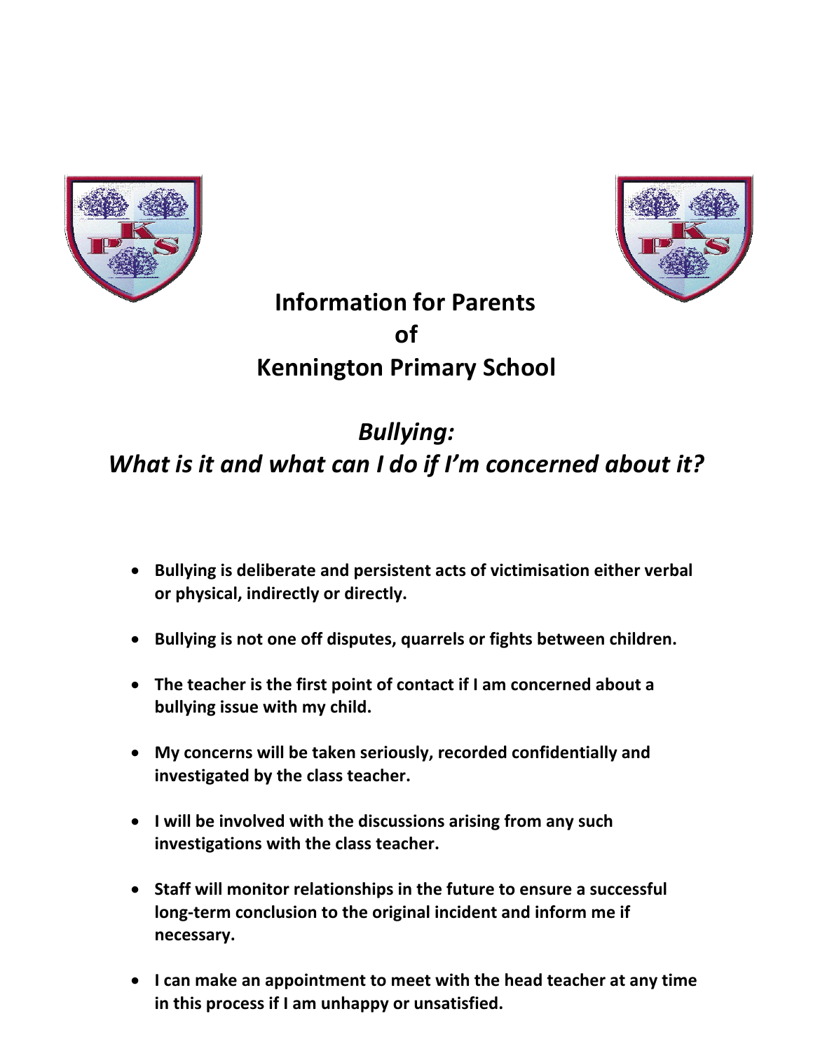# Information for Parents of Kennington Primary School

## *Bullying: What is it and what can I do if I'm concerned about it?*

- **Bullying is deliberate and persistent acts of victimisation either verbal or physical, indirectly or directly.**
- **Bullying is not one off disputes, quarrels or fights between children.**
- **The teacher is the first point of contact if I am concerned about a bullying issue with my child.**
- **My concerns will be taken seriously, recorded confidentially and investigated by the class teacher.**
- **I will be involved with the discussions arising from any such investigations with the class teacher.**
- **Staff will monitor relationships in the future to ensure a successful long-term conclusion to the original incident and inform me if necessary.**
- **I can make an appointment to meet with the head teacher at any time in this process if I am unhappy or unsatisfied.**